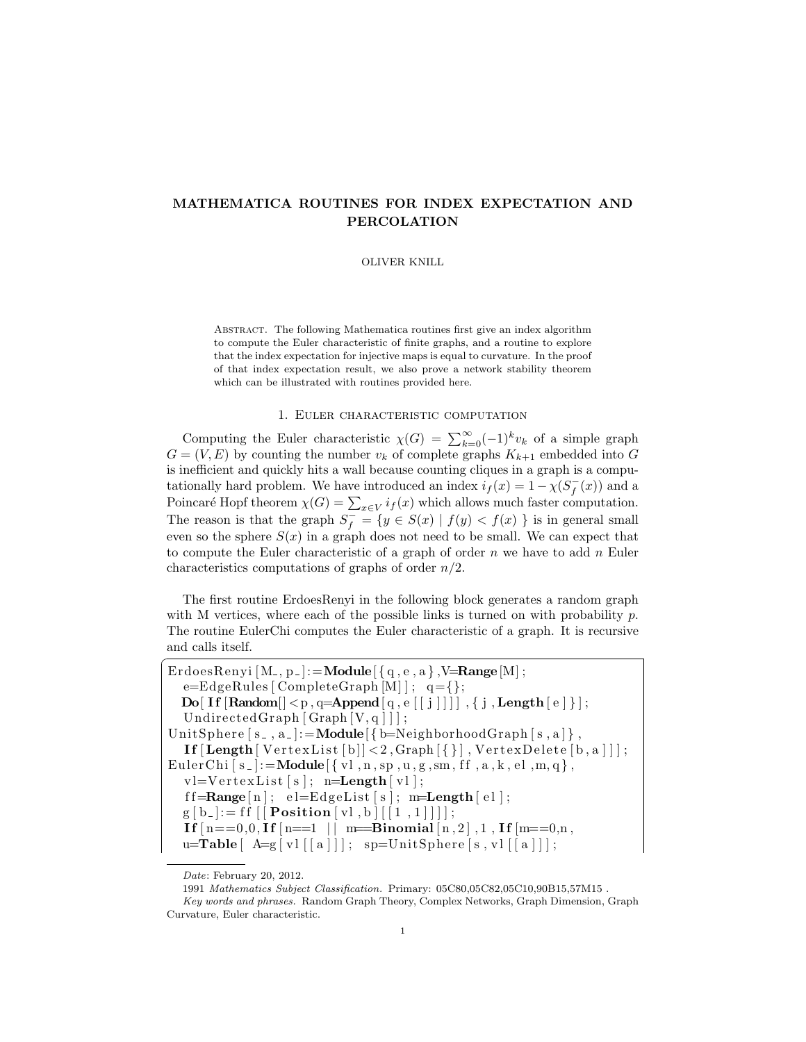# MATHEMATICA ROUTINES FOR INDEX EXPECTATION AND PERCOLATION

OLIVER KNILL

Abstract. The following Mathematica routines first give an index algorithm to compute the Euler characteristic of finite graphs, and a routine to explore that the index expectation for injective maps is equal to curvature. In the proof of that index expectation result, we also prove a network stability theorem which can be illustrated with routines provided here.

## 1. Euler characteristic computation

Computing the Euler characteristic $\chi(G) = \sum_{k=0}^{\infty} (-1)^k v_k$ of a simple graph $G = (V, E)$ by counting the number $v_k$ of complete graphs $K_{k+1}$ embedded into $G$ is inefficient and quickly hits a wall because counting cliques in a graph is a computationally hard problem. We have introduced an index $i_f(x) = 1 - \chi(S_f^-(x))$ and a Poincaré Hopf theorem $\chi(G) = \sum_{x \in V} i_f(x)$ which allows much faster computation. The reason is that the graph $S_f^- = \{y \in S(x) \mid f(y) < f(x)\}$ is in general small even so the sphere $S(x)$ in a graph does not need to be small. We can expect that to compute the Euler characteristic of a graph of order $n$ we have to add $n$ Euler characteristics computations of graphs of order $n/2$.

The first routine ErdoesRenyi in the following block generates a random graph with M vertices, where each of the possible links is turned on with probability $p$. The routine EulerChi computes the Euler characteristic of a graph. It is recursive and calls itself.

```
ErdoesRenyi[M_, p_]:=Module[{q,e,a},V=Range[M];
  e=EdgeRules[CompleteGraph[M]];  q={};
  Do[If[Random[]<p,q=Append[q,e[[j]]]],{j,Length[e]}];
  UndirectedGraph[Graph[V,q]]];
UnitSphere[s_,a_]:=Module[{b=NeighborhoodGraph[s,a]},
  If[Length[VertexList[b]]<2,Graph[{}],VertexDelete[b,a]]];
EulerChi[s_]:=Module[{vl,n,sp,u,g,sm,ff,a,k,el,m,q},
  vl=VertexList[s];  n=Length[vl];
  ff=Range[n];  el=EdgeList[s];  m=Length[el];
  g[b_]:=ff[[Position[vl,b][[1,1]]]];
  If[n==0,0,If[n==1 || m==Binomial[n,2],1,If[m==0,n,
  u=Table[ A=g[vl[[a]]];  sp=UnitSphere[s,vl[[a]]];
```

Date: February 20, 2012.

1991 *Mathematics Subject Classification.* Primary: 05C80,05C82,05C10,90B15,57M15 .

*Key words and phrases.* Random Graph Theory, Complex Networks, Graph Dimension, Graph Curvature, Euler characteristic.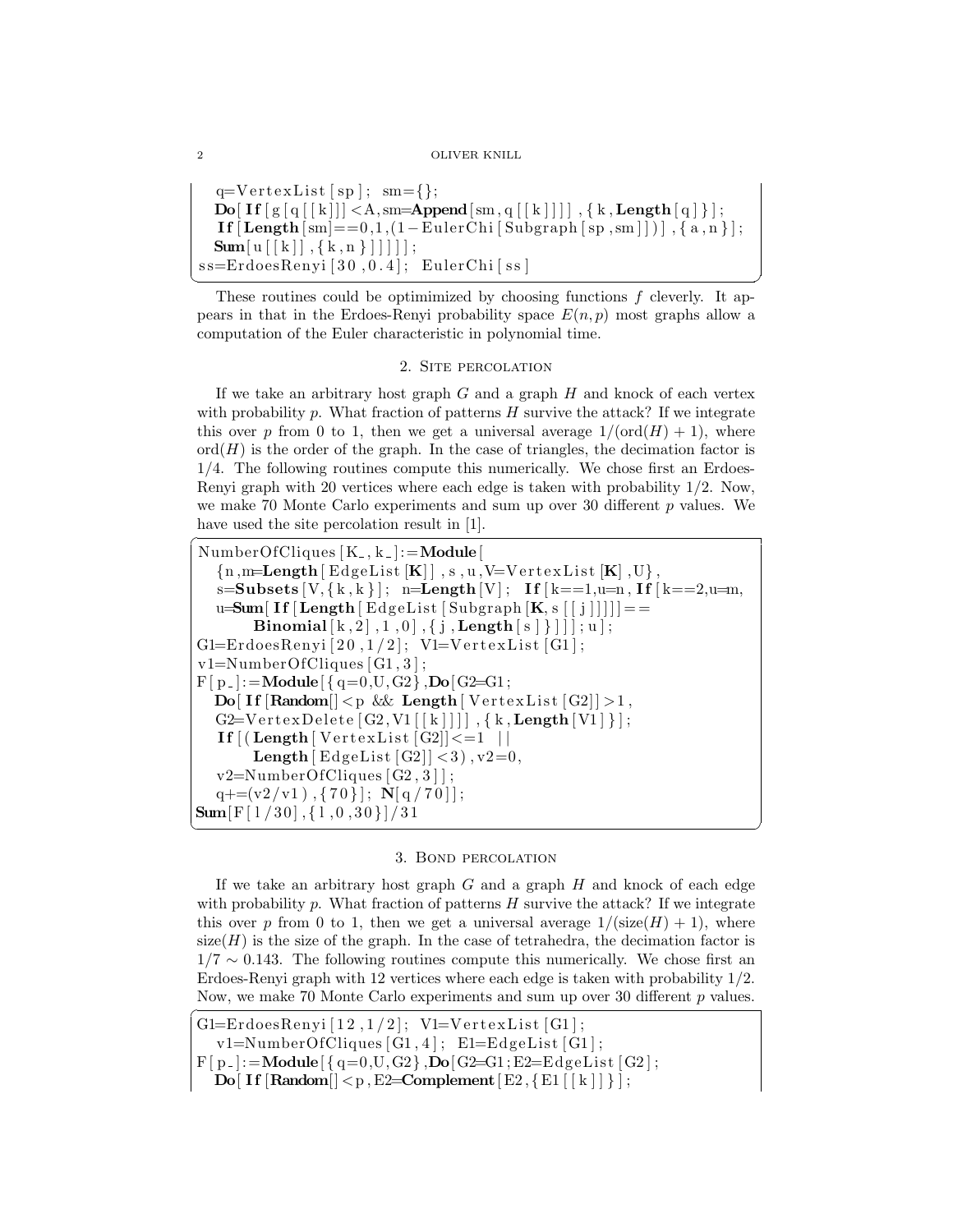```
  q=VertexList[sp];  sm={};
  Do[If[g[q[[k]]]<A,sm=Append[sm,q[[k]]]],{k,Length[q]}];
   If[Length[sm]==0,1,(1-EulerChi[Subgraph[sp,sm]])],{a,n}];
  Sum[u[[k]],{k,n}]]]]];
ss=ErdoesRenyi[30,0.4];  EulerChi[ss]
```

These routines could be optimimized by choosing functions $f$ cleverly. It appears in that in the Erdoes-Renyi probability space $E(n,p)$ most graphs allow a computation of the Euler characteristic in polynomial time.

## 2. Site percolation

If we take an arbitrary host graph $G$ and a graph $H$ and knock of each vertex with probability $p$. What fraction of patterns $H$ survive the attack? If we integrate this over $p$ from 0 to 1, then we get a universal average $1/(\text{ord}(H)+1)$, where $\text{ord}(H)$ is the order of the graph. In the case of triangles, the decimation factor is $1/4$. The following routines compute this numerically. We chose first an Erdoes-Renyi graph with 20 vertices where each edge is taken with probability $1/2$. Now, we make 70 Monte Carlo experiments and sum up over 30 different $p$ values. We have used the site percolation result in [1].

```
NumberOfCliques[K_,k_]:=Module[
  {n,m=Length[EdgeList[K]],s,u,V=VertexList[K],U},
  s=Subsets[V,{k,k}];  n=Length[V];  If[k==1,u=n,If[k==2,u=m,
  u=Sum[If[Length[EdgeList[Subgraph[K,s[[j]]]]]==
       Binomial[k,2],1,0],{j,Length[s]}]]];u];
G1=ErdoesRenyi[20,1/2];  V1=VertexList[G1];
v1=NumberOfCliques[G1,3];
F[p_]:=Module[{q=0,U,G2},Do[G2=G1;
  Do[If[Random[]<p && Length[VertexList[G2]]>1,
  G2=VertexDelete[G2,V1[[k]]]],{k,Length[V1]}];
  If[(Length[VertexList[G2]]<=1  ||
       Length[EdgeList[G2]]<3),v2=0,
  v2=NumberOfCliques[G2,3]];
  q+=(v2/v1),{70}];  N[q/70]];
Sum[F[l/30],{l,0,30}]/31
```

## 3. Bond percolation

If we take an arbitrary host graph $G$ and a graph $H$ and knock of each edge with probability $p$. What fraction of patterns $H$ survive the attack? If we integrate this over $p$ from 0 to 1, then we get a universal average $1/(\text{size}(H)+1)$, where $\text{size}(H)$ is the size of the graph. In the case of tetrahedra, the decimation factor is $1/7 \sim 0.143$. The following routines compute this numerically. We chose first an Erdoes-Renyi graph with 12 vertices where each edge is taken with probability $1/2$. Now, we make 70 Monte Carlo experiments and sum up over 30 different $p$ values.

```
G1=ErdoesRenyi[12,1/2];  V1=VertexList[G1];
  v1=NumberOfCliques[G1,4];  E1=EdgeList[G1];
F[p_]:=Module[{q=0,U,G2},Do[G2=G1;E2=EdgeList[G2];
  Do[If[Random[]<p,E2=Complement[E2,{E1[[k]]}]];
```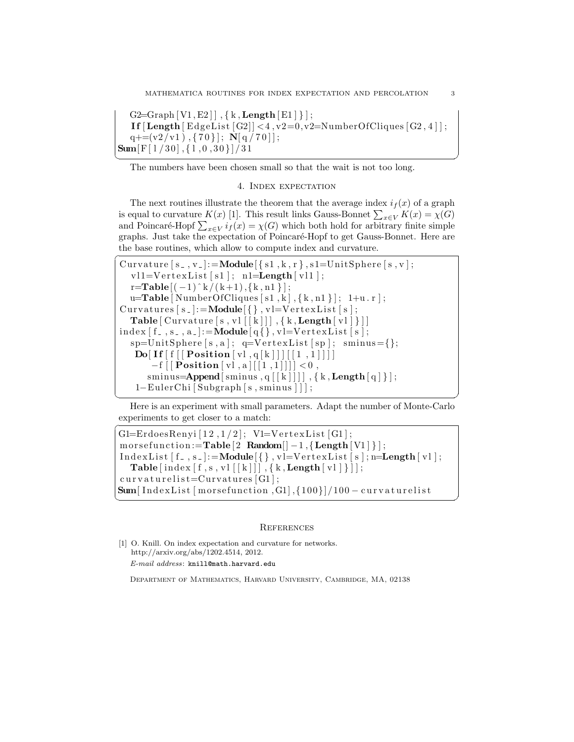```
   G2=Graph[V1,E2]],{k,Length[E1]}];
   If[Length[EdgeList[G2]]<4,v2=0,v2=NumberOfCliques[G2,4]];
   q+=(v2/v1),{70}]; N[q/70]];
Sum[F[1/30],{1,0,30}]/31
```

The numbers have been chosen small so that the wait is not too long.

## 4. Index expectation

The next routines illustrate the theorem that the average index $i_f(x)$ of a graph is equal to curvature $K(x)$ [1]. This result links Gauss-Bonnet $\sum_{x \in V} K(x) = \chi(G)$ and Poincaré-Hopf $\sum_{x \in V} i_f(x) = \chi(G)$ which both hold for arbitrary finite simple graphs. Just take the expectation of Poincaré-Hopf to get Gauss-Bonnet. Here are the base routines, which allow to compute index and curvature.

```
Curvature[s_,v_]:=Module[{s1,k,r},s1=UnitSphere[s,v];
   vl1=VertexList[s1]; n1=Length[vl1];
   r=Table[(-1)^k/(k+1),{k,n1}];
   u=Table[NumberOfCliques[s1,k],{k,n1}]; 1+u.r];
Curvatures[s_]:=Module[{},vl=VertexList[s];
   Table[Curvature[s,vl[[k]]],{k,Length[vl]}]]
index[f_,s_,a_]:=Module[q{},vl=VertexList[s];
   sp=UnitSphere[s,a]; q=VertexList[sp]; sminus={};
   Do[If[f[[Position[vl,q[k]]][[1,1]]]]
        -f[[Position[vl,a][[1,1]]]]<0,
       sminus=Append[sminus,q[[k]]]],{k,Length[q]}];
   1-EulerChi[Subgraph[s,sminus]]];
```

Here is an experiment with small parameters. Adapt the number of Monte-Carlo experiments to get closer to a match:

```
G1=ErdoesRenyi[12,1/2]; V1=VertexList[G1];
morsefunction:=Table[2 Random[]-1,{Length[V1]}];
IndexList[f_,s_]:=Module[{},vl=VertexList[s];n=Length[vl];
   Table[index[f,s,vl[[k]]],{k,Length[vl]}]];
curvaturelist=Curvatures[G1];
Sum[IndexList[morsefunction,G1],{100}]/100-curvaturelist
```

## References

[1] O. Knill. On index expectation and curvature for networks. http://arxiv.org/abs/1202.4514, 2012.

*E-mail address*: knill@math.harvard.edu

Department of Mathematics, Harvard University, Cambridge, MA, 02138